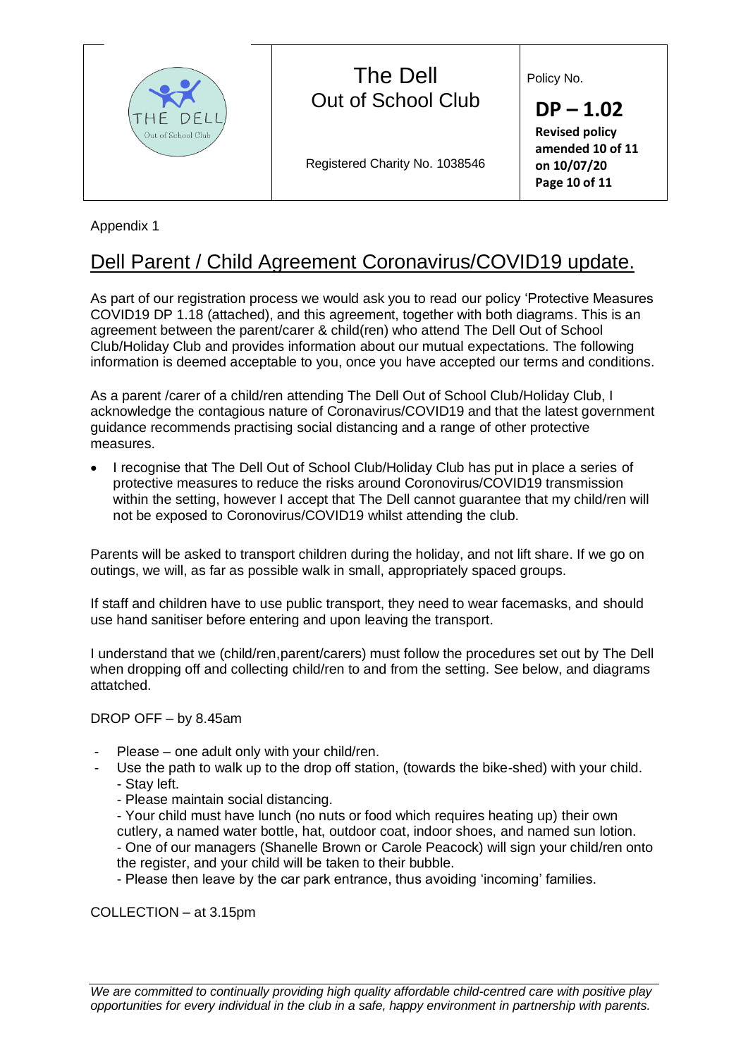| | The Dell<br>Out of School Club<br><br>Registered Charity No. 1038546 | Policy No.<br>**DP – 1.02**<br>**Revised policy amended 10 of 11 on 10/07/20** |
|---|---|---|

Appendix 1

## Dell Parent / Child Agreement Coronavirus/COVID19 update.

As part of our registration process we would ask you to read our policy 'Protective Measures COVID19 DP 1.18 (attached), and this agreement, together with both diagrams. This is an agreement between the parent/carer & child(ren) who attend The Dell Out of School Club/Holiday Club and provides information about our mutual expectations. The following information is deemed acceptable to you, once you have accepted our terms and conditions.

As a parent /carer of a child/ren attending The Dell Out of School Club/Holiday Club, I acknowledge the contagious nature of Coronavirus/COVID19 and that the latest government guidance recommends practising social distancing and a range of other protective measures.

- I recognise that The Dell Out of School Club/Holiday Club has put in place a series of protective measures to reduce the risks around Coronovirus/COVID19 transmission within the setting, however I accept that The Dell cannot guarantee that my child/ren will not be exposed to Coronovirus/COVID19 whilst attending the club.

Parents will be asked to transport children during the holiday, and not lift share. If we go on outings, we will, as far as possible walk in small, appropriately spaced groups.

If staff and children have to use public transport, they need to wear facemasks, and should use hand sanitiser before entering and upon leaving the transport.

I understand that we (child/ren,parent/carers) must follow the procedures set out by The Dell when dropping off and collecting child/ren to and from the setting. See below, and diagrams attatched.

DROP OFF – by 8.45am

- Please – one adult only with your child/ren.
- Use the path to walk up to the drop off station, (towards the bike-shed) with your child.
  - Stay left.
  - Please maintain social distancing.
  - Your child must have lunch (no nuts or food which requires heating up) their own cutlery, a named water bottle, hat, outdoor coat, indoor shoes, and named sun lotion.
  - One of our managers (Shanelle Brown or Carole Peacock) will sign your child/ren onto the register, and your child will be taken to their bubble.
  - Please then leave by the car park entrance, thus avoiding 'incoming' families.

COLLECTION – at 3.15pm

*We are committed to continually providing high quality affordable child-centred care with positive play opportunities for every individual in the club in a safe, happy environment in partnership with parents.*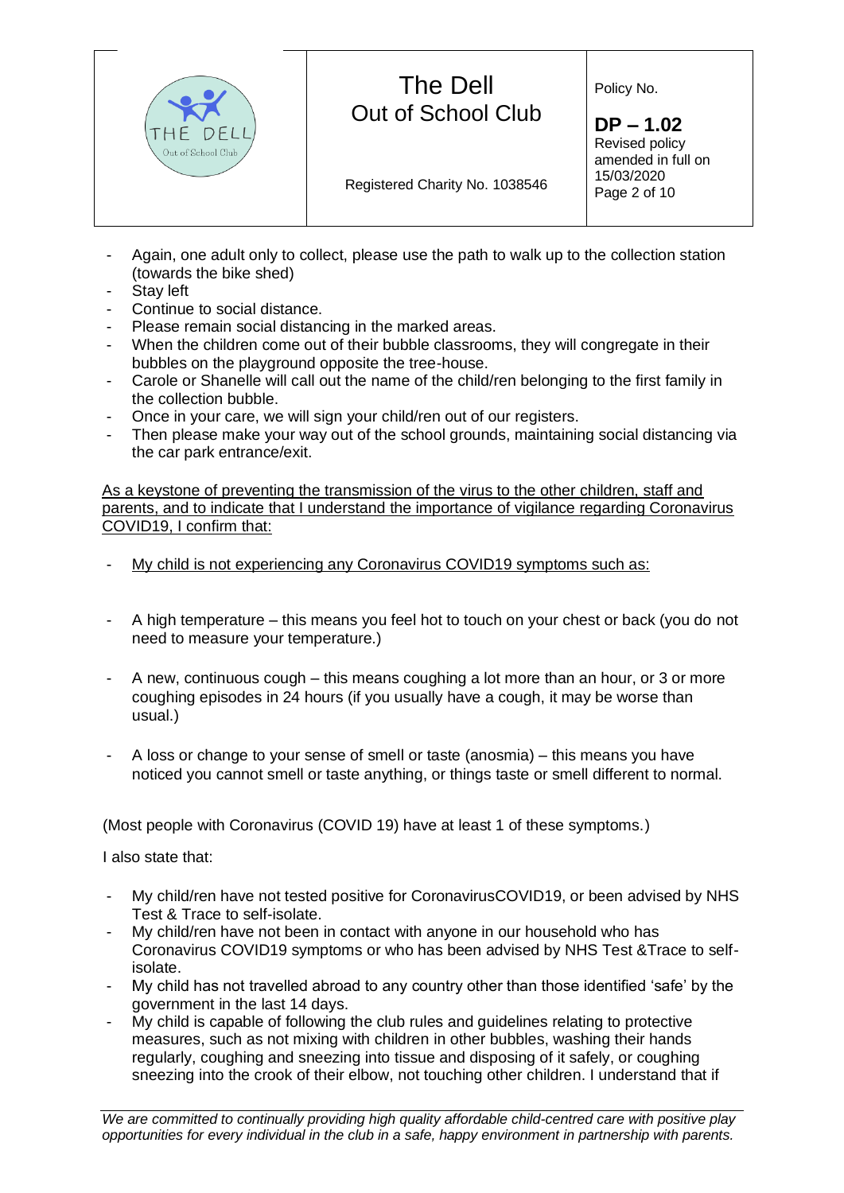- Again, one adult only to collect, please use the path to walk up to the collection station (towards the bike shed)
- Stay left
- Continue to social distance.
- Please remain social distancing in the marked areas.
- When the children come out of their bubble classrooms, they will congregate in their bubbles on the playground opposite the tree-house.
- Carole or Shanelle will call out the name of the child/ren belonging to the first family in the collection bubble.
- Once in your care, we will sign your child/ren out of our registers.
- Then please make your way out of the school grounds, maintaining social distancing via the car park entrance/exit.

As a keystone of preventing the transmission of the virus to the other children, staff and parents, and to indicate that I understand the importance of vigilance regarding Coronavirus COVID19, I confirm that:

- My child is not experiencing any Coronavirus COVID19 symptoms such as:

- A high temperature – this means you feel hot to touch on your chest or back (you do not need to measure your temperature.)

- A new, continuous cough – this means coughing a lot more than an hour, or 3 or more coughing episodes in 24 hours (if you usually have a cough, it may be worse than usual.)

- A loss or change to your sense of smell or taste (anosmia) – this means you have noticed you cannot smell or taste anything, or things taste or smell different to normal.

(Most people with Coronavirus (COVID 19) have at least 1 of these symptoms.)

I also state that:

- My child/ren have not tested positive for CoronavirusCOVID19, or been advised by NHS Test & Trace to self-isolate.
- My child/ren have not been in contact with anyone in our household who has Coronavirus COVID19 symptoms or who has been advised by NHS Test &Trace to self-isolate.
- My child has not travelled abroad to any country other than those identified 'safe' by the government in the last 14 days.
- My child is capable of following the club rules and guidelines relating to protective measures, such as not mixing with children in other bubbles, washing their hands regularly, coughing and sneezing into tissue and disposing of it safely, or coughing sneezing into the crook of their elbow, not touching other children. I understand that if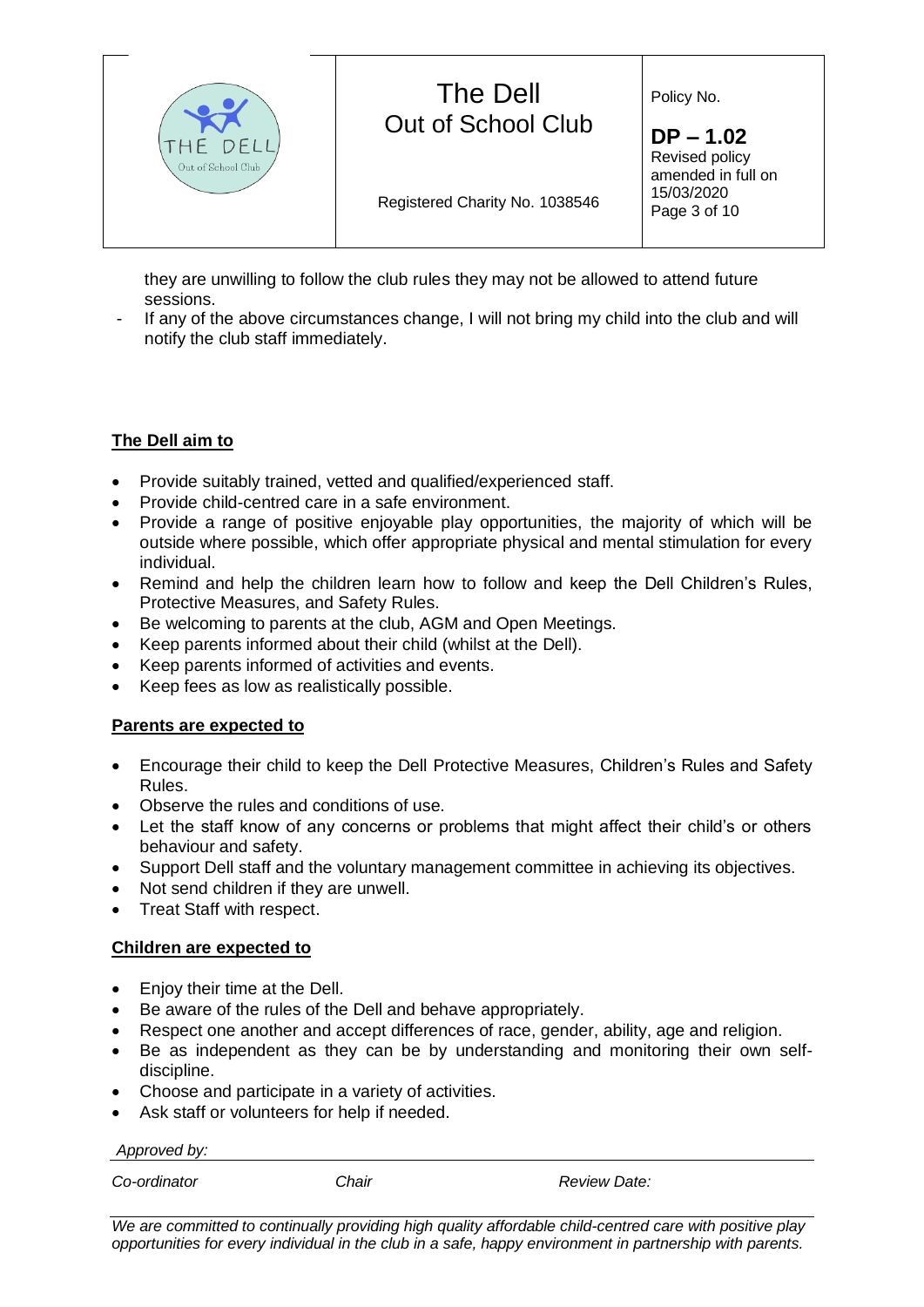they are unwilling to follow the club rules they may not be allowed to attend future sessions.

- If any of the above circumstances change, I will not bring my child into the club and will notify the club staff immediately.

**The Dell aim to**

- Provide suitably trained, vetted and qualified/experienced staff.
- Provide child-centred care in a safe environment.
- Provide a range of positive enjoyable play opportunities, the majority of which will be outside where possible, which offer appropriate physical and mental stimulation for every individual.
- Remind and help the children learn how to follow and keep the Dell Children's Rules, Protective Measures, and Safety Rules.
- Be welcoming to parents at the club, AGM and Open Meetings.
- Keep parents informed about their child (whilst at the Dell).
- Keep parents informed of activities and events.
- Keep fees as low as realistically possible.

**Parents are expected to**

- Encourage their child to keep the Dell Protective Measures, Children's Rules and Safety Rules.
- Observe the rules and conditions of use.
- Let the staff know of any concerns or problems that might affect their child's or others behaviour and safety.
- Support Dell staff and the voluntary management committee in achieving its objectives.
- Not send children if they are unwell.
- Treat Staff with respect.

**Children are expected to**

- Enjoy their time at the Dell.
- Be aware of the rules of the Dell and behave appropriately.
- Respect one another and accept differences of race, gender, ability, age and religion.
- Be as independent as they can be by understanding and monitoring their own self-discipline.
- Choose and participate in a variety of activities.
- Ask staff or volunteers for help if needed.

*Approved by:*

*Co-ordinator* *Chair* *Review Date:*

*We are committed to continually providing high quality affordable child-centred care with positive play opportunities for every individual in the club in a safe, happy environment in partnership with parents.*